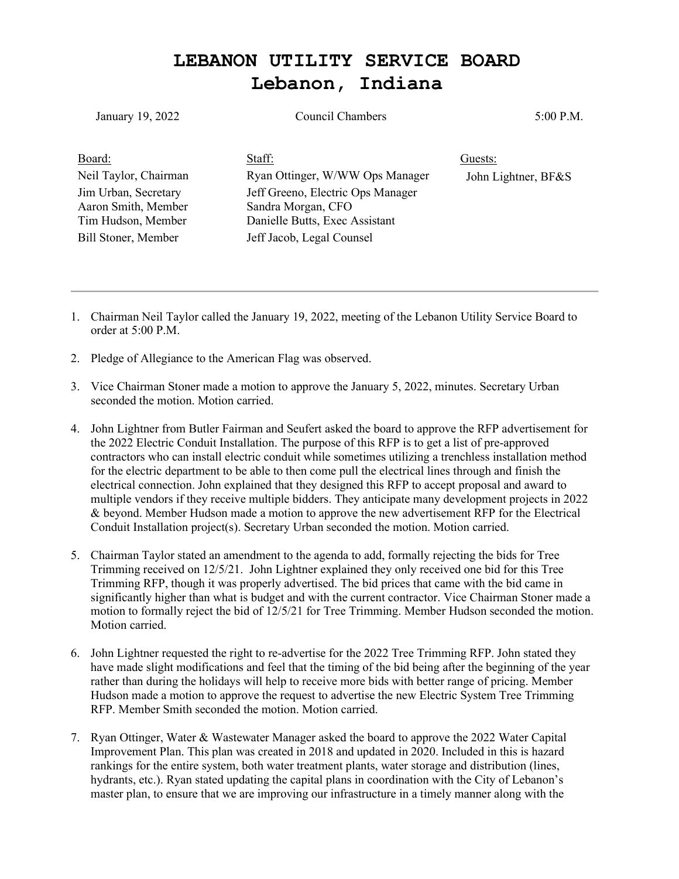# LEBANON UTILITY SERVICE BOARD
# Lebanon, Indiana

January 19, 2022 Council Chambers 5:00 P.M.

| Board: | Staff: | Guests: |
|---|---|---|
| Neil Taylor, Chairman | Ryan Ottinger, W/WW Ops Manager | John Lightner, BF&S |
| Jim Urban, Secretary | Jeff Greeno, Electric Ops Manager | |
| Aaron Smith, Member | Sandra Morgan, CFO | |
| Tim Hudson, Member | Danielle Butts, Exec Assistant | |
| Bill Stoner, Member | Jeff Jacob, Legal Counsel | |

---

1. Chairman Neil Taylor called the January 19, 2022, meeting of the Lebanon Utility Service Board to order at 5:00 P.M.

2. Pledge of Allegiance to the American Flag was observed.

3. Vice Chairman Stoner made a motion to approve the January 5, 2022, minutes. Secretary Urban seconded the motion. Motion carried.

4. John Lightner from Butler Fairman and Seufert asked the board to approve the RFP advertisement for the 2022 Electric Conduit Installation. The purpose of this RFP is to get a list of pre-approved contractors who can install electric conduit while sometimes utilizing a trenchless installation method for the electric department to be able to then come pull the electrical lines through and finish the electrical connection. John explained that they designed this RFP to accept proposal and award to multiple vendors if they receive multiple bidders. They anticipate many development projects in 2022 & beyond. Member Hudson made a motion to approve the new advertisement RFP for the Electrical Conduit Installation project(s). Secretary Urban seconded the motion. Motion carried.

5. Chairman Taylor stated an amendment to the agenda to add, formally rejecting the bids for Tree Trimming received on 12/5/21. John Lightner explained they only received one bid for this Tree Trimming RFP, though it was properly advertised. The bid prices that came with the bid came in significantly higher than what is budget and with the current contractor. Vice Chairman Stoner made a motion to formally reject the bid of 12/5/21 for Tree Trimming. Member Hudson seconded the motion. Motion carried.

6. John Lightner requested the right to re-advertise for the 2022 Tree Trimming RFP. John stated they have made slight modifications and feel that the timing of the bid being after the beginning of the year rather than during the holidays will help to receive more bids with better range of pricing. Member Hudson made a motion to approve the request to advertise the new Electric System Tree Trimming RFP. Member Smith seconded the motion. Motion carried.

7. Ryan Ottinger, Water & Wastewater Manager asked the board to approve the 2022 Water Capital Improvement Plan. This plan was created in 2018 and updated in 2020. Included in this is hazard rankings for the entire system, both water treatment plants, water storage and distribution (lines, hydrants, etc.). Ryan stated updating the capital plans in coordination with the City of Lebanon's master plan, to ensure that we are improving our infrastructure in a timely manner along with the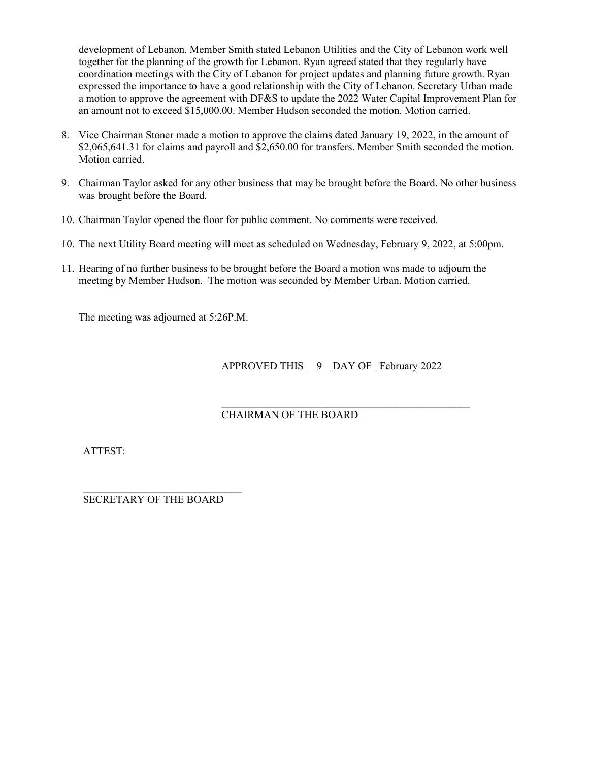development of Lebanon. Member Smith stated Lebanon Utilities and the City of Lebanon work well together for the planning of the growth for Lebanon. Ryan agreed stated that they regularly have coordination meetings with the City of Lebanon for project updates and planning future growth. Ryan expressed the importance to have a good relationship with the City of Lebanon. Secretary Urban made a motion to approve the agreement with DF&S to update the 2022 Water Capital Improvement Plan for an amount not to exceed $15,000.00. Member Hudson seconded the motion. Motion carried.

8. Vice Chairman Stoner made a motion to approve the claims dated January 19, 2022, in the amount of $2,065,641.31 for claims and payroll and $2,650.00 for transfers. Member Smith seconded the motion. Motion carried.

9. Chairman Taylor asked for any other business that may be brought before the Board. No other business was brought before the Board.

10. Chairman Taylor opened the floor for public comment. No comments were received.

10. The next Utility Board meeting will meet as scheduled on Wednesday, February 9, 2022, at 5:00pm.

11. Hearing of no further business to be brought before the Board a motion was made to adjourn the meeting by Member Hudson. The motion was seconded by Member Urban. Motion carried.

The meeting was adjourned at 5:26P.M.

APPROVED THIS 9 DAY OF February 2022

\_\_\_\_\_\_\_\_\_\_\_\_\_\_\_\_\_\_\_\_\_\_\_\_\_\_\_\_\_\_\_\_\_\_\_\_\_\_\_\_\_\_\_\_\_\_

CHAIRMAN OF THE BOARD

ATTEST:

\_\_\_\_\_\_\_\_\_\_\_\_\_\_\_\_\_\_\_\_\_\_\_\_\_\_\_\_\_\_

SECRETARY OF THE BOARD